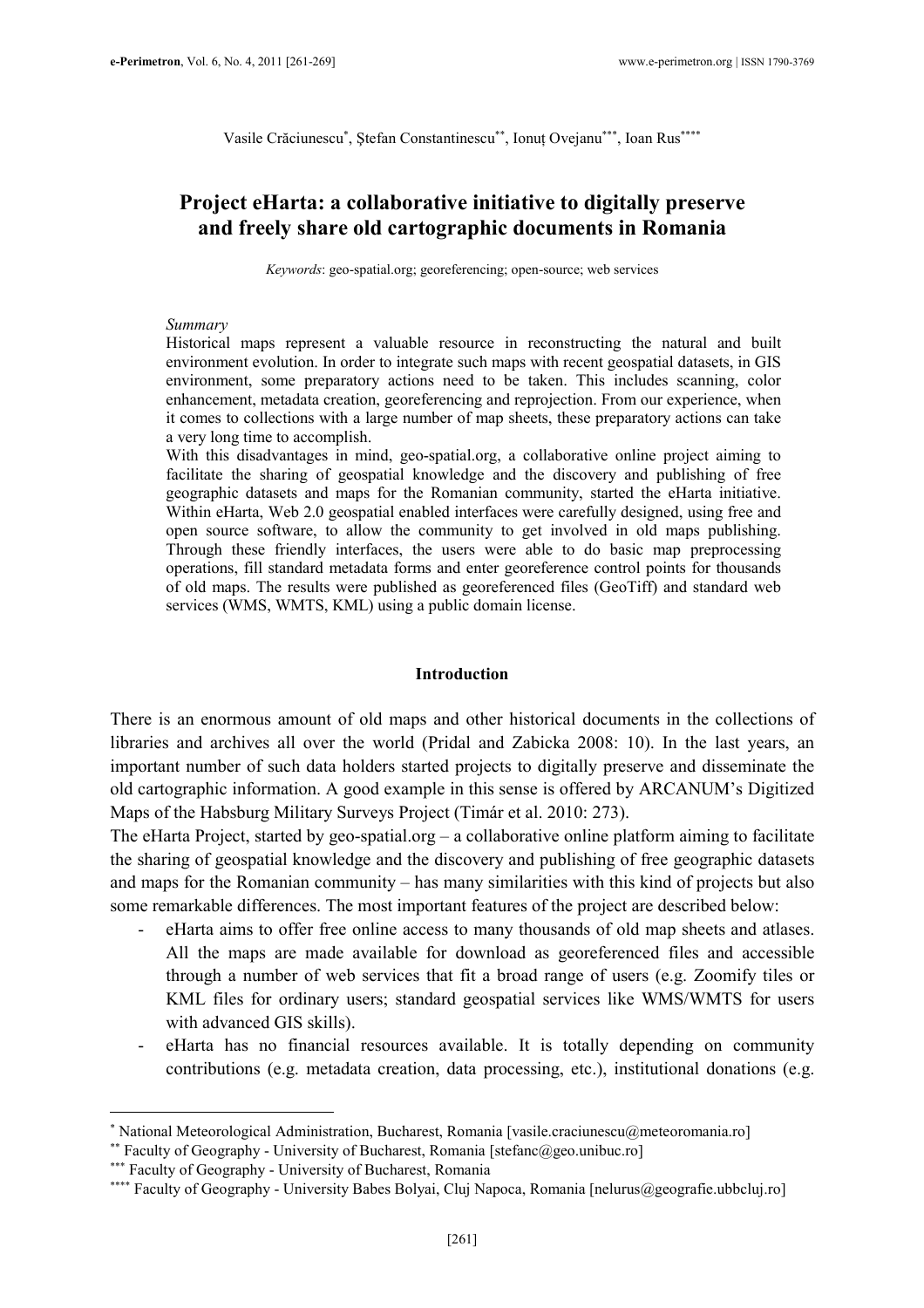Vasile Crăciunescu[*], Ștefan Constantinescu[**], Ionuț Ovejanu[***], Ioan Rus[****]

# Project eHarta: a collaborative initiative to digitally preserve and freely share old cartographic documents in Romania

*Keywords*: geo-spatial.org; georeferencing; open-source; web services

*Summary*

Historical maps represent a valuable resource in reconstructing the natural and built environment evolution. In order to integrate such maps with recent geospatial datasets, in GIS environment, some preparatory actions need to be taken. This includes scanning, color enhancement, metadata creation, georeferencing and reprojection. From our experience, when it comes to collections with a large number of map sheets, these preparatory actions can take a very long time to accomplish.

With this disadvantages in mind, geo-spatial.org, a collaborative online project aiming to facilitate the sharing of geospatial knowledge and the discovery and publishing of free geographic datasets and maps for the Romanian community, started the eHarta initiative. Within eHarta, Web 2.0 geospatial enabled interfaces were carefully designed, using free and open source software, to allow the community to get involved in old maps publishing. Through these friendly interfaces, the users were able to do basic map preprocessing operations, fill standard metadata forms and enter georeference control points for thousands of old maps. The results were published as georeferenced files (GeoTiff) and standard web services (WMS, WMTS, KML) using a public domain license.

## Introduction

There is an enormous amount of old maps and other historical documents in the collections of libraries and archives all over the world (Pridal and Zabicka 2008: 10). In the last years, an important number of such data holders started projects to digitally preserve and disseminate the old cartographic information. A good example in this sense is offered by ARCANUM's Digitized Maps of the Habsburg Military Surveys Project (Timár et al. 2010: 273).

The eHarta Project, started by geo-spatial.org – a collaborative online platform aiming to facilitate the sharing of geospatial knowledge and the discovery and publishing of free geographic datasets and maps for the Romanian community – has many similarities with this kind of projects but also some remarkable differences. The most important features of the project are described below:

- eHarta aims to offer free online access to many thousands of old map sheets and atlases. All the maps are made available for download as georeferenced files and accessible through a number of web services that fit a broad range of users (e.g. Zoomify tiles or KML files for ordinary users; standard geospatial services like WMS/WMTS for users with advanced GIS skills).
- eHarta has no financial resources available. It is totally depending on community contributions (e.g. metadata creation, data processing, etc.), institutional donations (e.g.

---

[*] National Meteorological Administration, Bucharest, Romania [vasile.craciunescu@meteoromania.ro]

[**] Faculty of Geography - University of Bucharest, Romania [stefanc@geo.unibuc.ro]

[***] Faculty of Geography - University of Bucharest, Romania

[****] Faculty of Geography - University Babes Bolyai, Cluj Napoca, Romania [nelurus@geografie.ubbcluj.ro]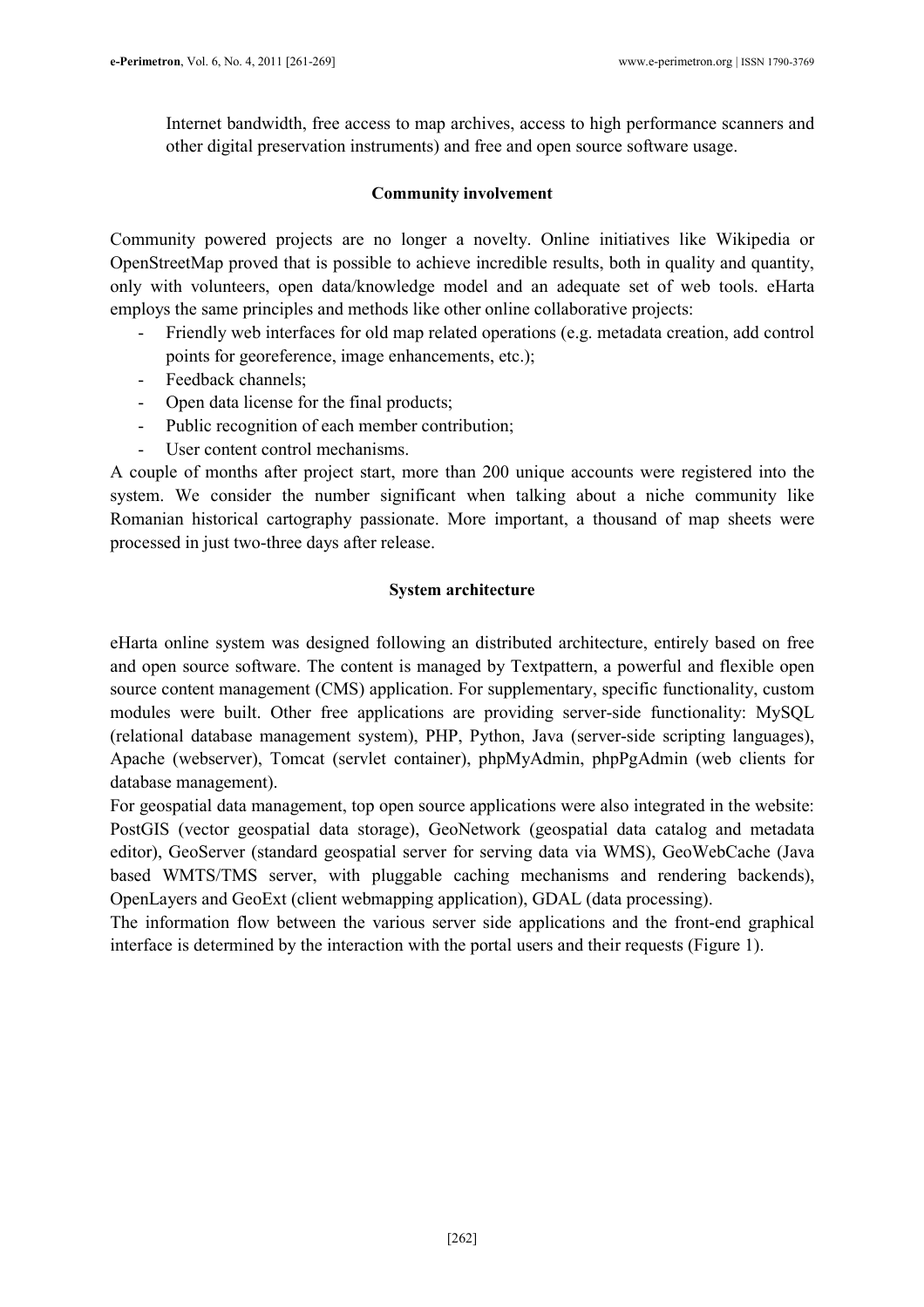Internet bandwidth, free access to map archives, access to high performance scanners and other digital preservation instruments) and free and open source software usage.

**Community involvement**

Community powered projects are no longer a novelty. Online initiatives like Wikipedia or OpenStreetMap proved that is possible to achieve incredible results, both in quality and quantity, only with volunteers, open data/knowledge model and an adequate set of web tools. eHarta employs the same principles and methods like other online collaborative projects:

- Friendly web interfaces for old map related operations (e.g. metadata creation, add control points for georeference, image enhancements, etc.);
- Feedback channels;
- Open data license for the final products;
- Public recognition of each member contribution;
- User content control mechanisms.

A couple of months after project start, more than 200 unique accounts were registered into the system. We consider the number significant when talking about a niche community like Romanian historical cartography passionate. More important, a thousand of map sheets were processed in just two-three days after release.

**System architecture**

eHarta online system was designed following an distributed architecture, entirely based on free and open source software. The content is managed by Textpattern, a powerful and flexible open source content management (CMS) application. For supplementary, specific functionality, custom modules were built. Other free applications are providing server-side functionality: MySQL (relational database management system), PHP, Python, Java (server-side scripting languages), Apache (webserver), Tomcat (servlet container), phpMyAdmin, phpPgAdmin (web clients for database management).

For geospatial data management, top open source applications were also integrated in the website: PostGIS (vector geospatial data storage), GeoNetwork (geospatial data catalog and metadata editor), GeoServer (standard geospatial server for serving data via WMS), GeoWebCache (Java based WMTS/TMS server, with pluggable caching mechanisms and rendering backends), OpenLayers and GeoExt (client webmapping application), GDAL (data processing).

The information flow between the various server side applications and the front-end graphical interface is determined by the interaction with the portal users and their requests (Figure 1).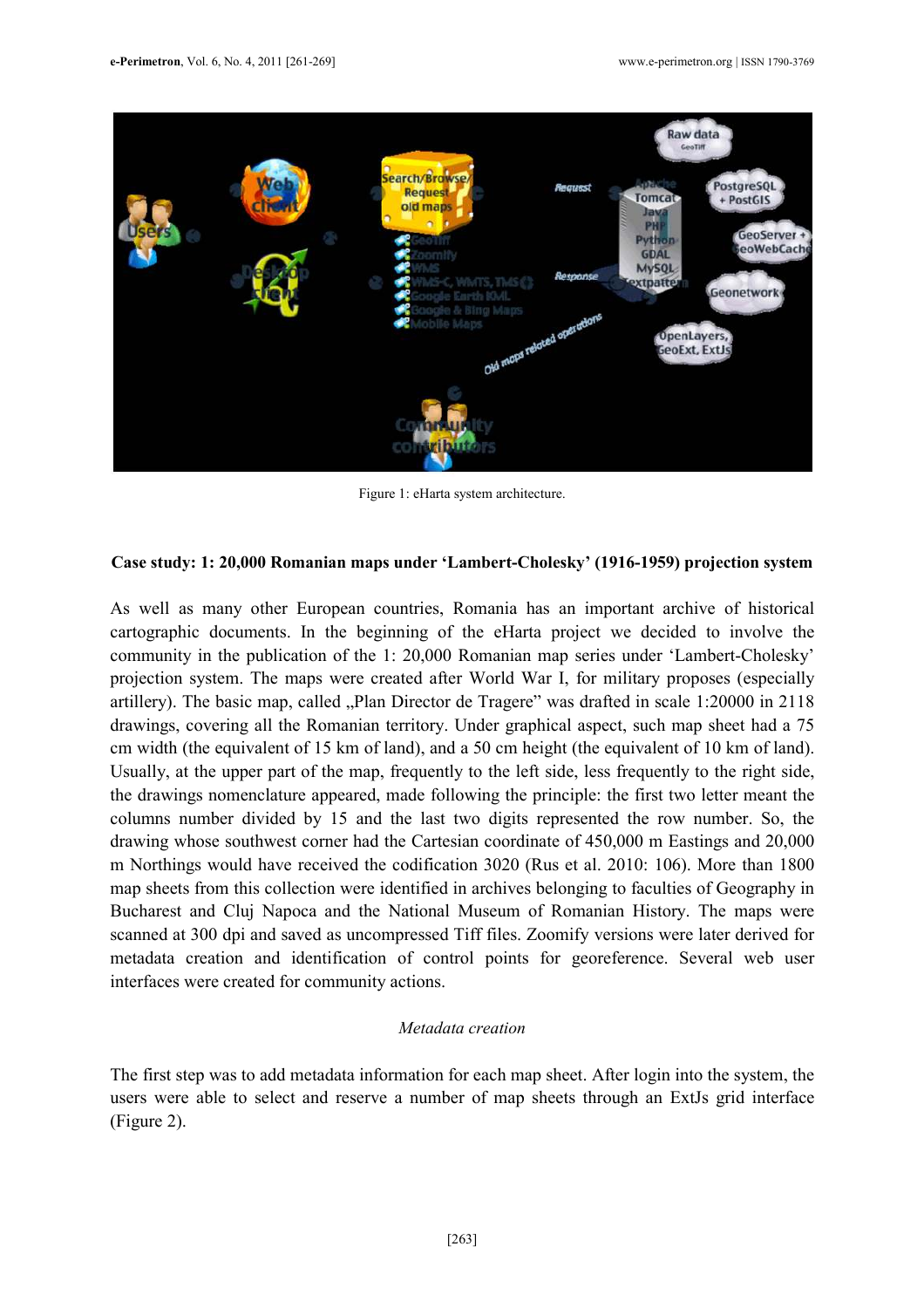Figure 1: eHarta system architecture.

**Case study: 1: 20,000 Romanian maps under 'Lambert-Cholesky' (1916-1959) projection system**

As well as many other European countries, Romania has an important archive of historical cartographic documents. In the beginning of the eHarta project we decided to involve the community in the publication of the 1: 20,000 Romanian map series under 'Lambert-Cholesky' projection system. The maps were created after World War I, for military proposes (especially artillery). The basic map, called „Plan Director de Tragere" was drafted in scale 1:20000 in 2118 drawings, covering all the Romanian territory. Under graphical aspect, such map sheet had a 75 cm width (the equivalent of 15 km of land), and a 50 cm height (the equivalent of 10 km of land). Usually, at the upper part of the map, frequently to the left side, less frequently to the right side, the drawings nomenclature appeared, made following the principle: the first two letter meant the columns number divided by 15 and the last two digits represented the row number. So, the drawing whose southwest corner had the Cartesian coordinate of 450,000 m Eastings and 20,000 m Northings would have received the codification 3020 (Rus et al. 2010: 106). More than 1800 map sheets from this collection were identified in archives belonging to faculties of Geography in Bucharest and Cluj Napoca and the National Museum of Romanian History. The maps were scanned at 300 dpi and saved as uncompressed Tiff files. Zoomify versions were later derived for metadata creation and identification of control points for georeference. Several web user interfaces were created for community actions.

*Metadata creation*

The first step was to add metadata information for each map sheet. After login into the system, the users were able to select and reserve a number of map sheets through an ExtJs grid interface (Figure 2).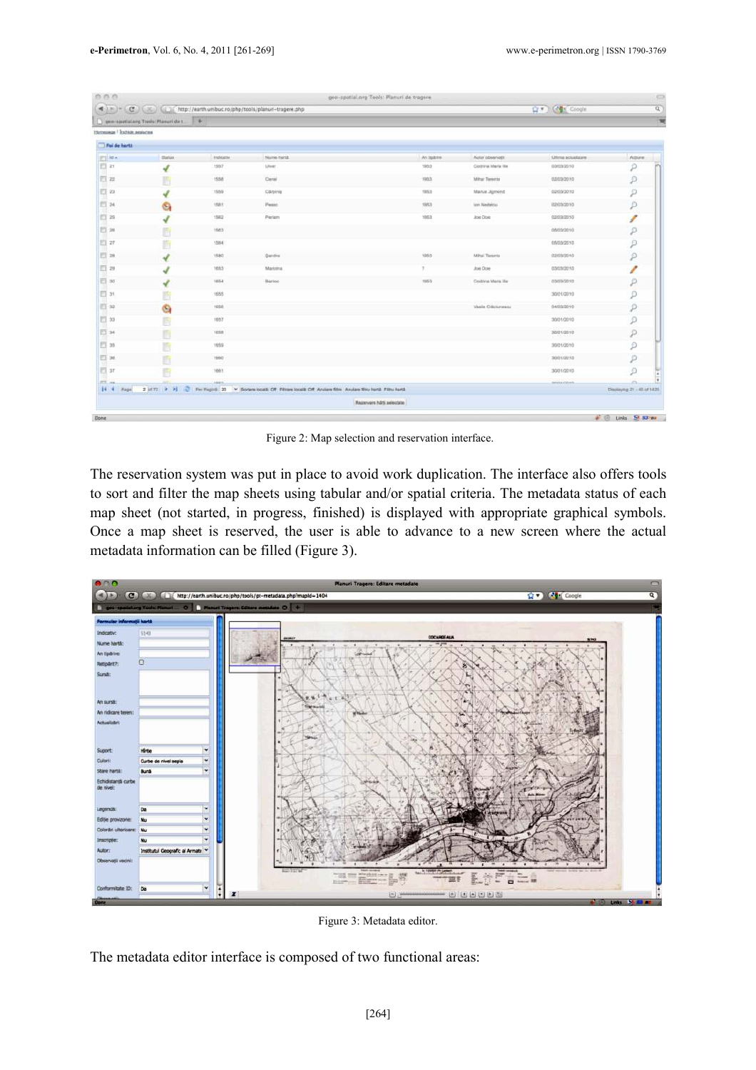Figure 2: Map selection and reservation interface.

The reservation system was put in place to avoid work duplication. The interface also offers tools to sort and filter the map sheets using tabular and/or spatial criteria. The metadata status of each map sheet (not started, in progress, finished) is displayed with appropriate graphical symbols. Once a map sheet is reserved, the user is able to advance to a new screen where the actual metadata information can be filled (Figure 3).

Figure 3: Metadata editor.

The metadata editor interface is composed of two functional areas: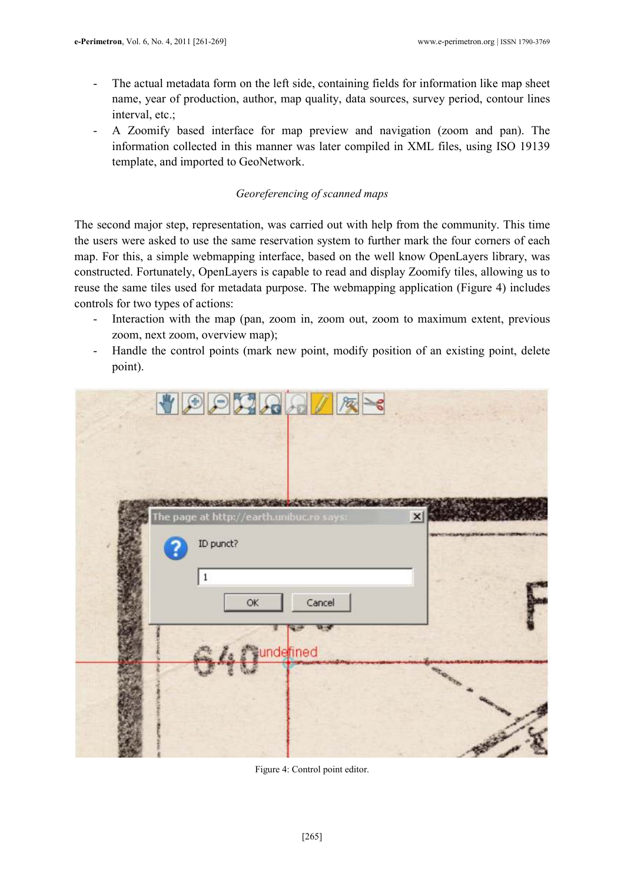- The actual metadata form on the left side, containing fields for information like map sheet name, year of production, author, map quality, data sources, survey period, contour lines interval, etc.;
- A Zoomify based interface for map preview and navigation (zoom and pan). The information collected in this manner was later compiled in XML files, using ISO 19139 template, and imported to GeoNetwork.

*Georeferencing of scanned maps*

The second major step, representation, was carried out with help from the community. This time the users were asked to use the same reservation system to further mark the four corners of each map. For this, a simple webmapping interface, based on the well know OpenLayers library, was constructed. Fortunately, OpenLayers is capable to read and display Zoomify tiles, allowing us to reuse the same tiles used for metadata purpose. The webmapping application (Figure 4) includes controls for two types of actions:

- Interaction with the map (pan, zoom in, zoom out, zoom to maximum extent, previous zoom, next zoom, overview map);
- Handle the control points (mark new point, modify position of an existing point, delete point).

Figure 4: Control point editor.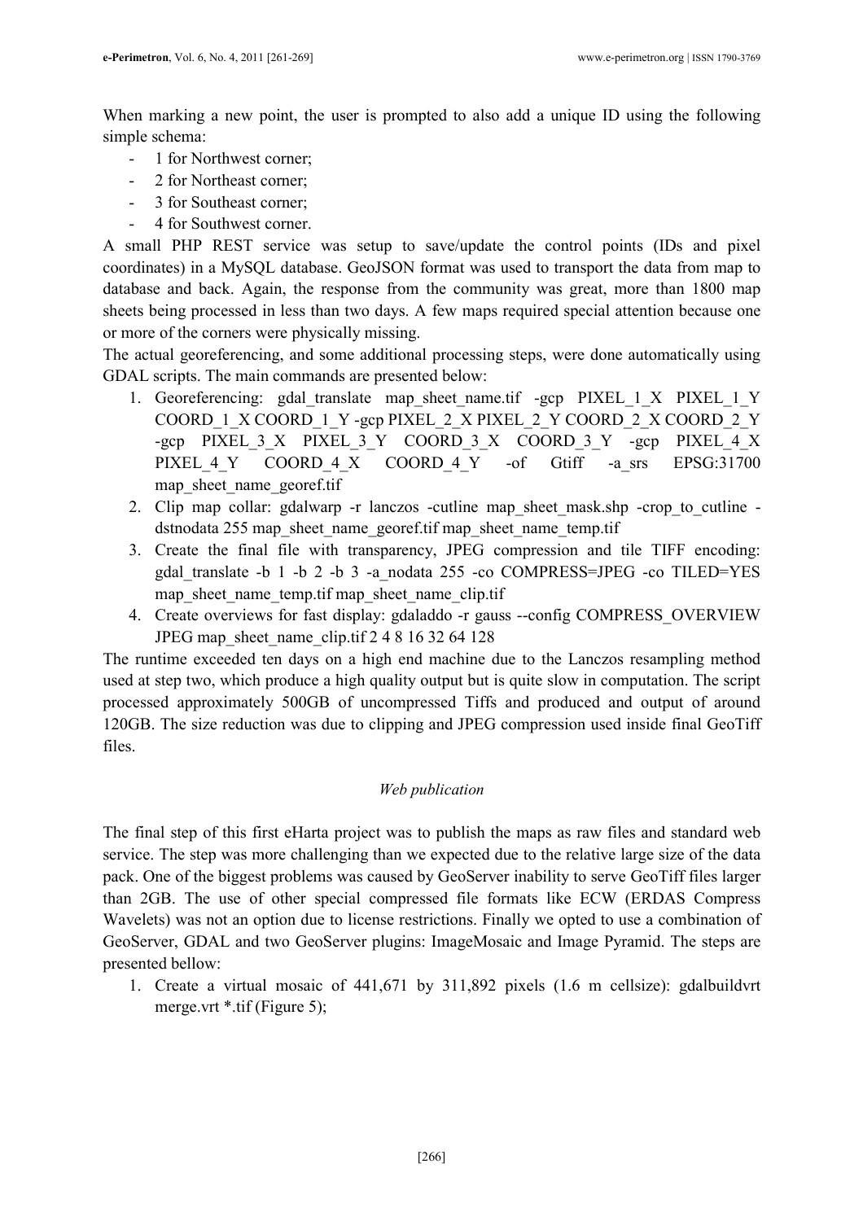When marking a new point, the user is prompted to also add a unique ID using the following simple schema:

- 1 for Northwest corner;
- 2 for Northeast corner;
- 3 for Southeast corner;
- 4 for Southwest corner.

A small PHP REST service was setup to save/update the control points (IDs and pixel coordinates) in a MySQL database. GeoJSON format was used to transport the data from map to database and back. Again, the response from the community was great, more than 1800 map sheets being processed in less than two days. A few maps required special attention because one or more of the corners were physically missing.

The actual georeferencing, and some additional processing steps, were done automatically using GDAL scripts. The main commands are presented below:

1. Georeferencing: gdal_translate map_sheet_name.tif -gcp PIXEL_1_X PIXEL_1_Y COORD_1_X COORD_1_Y -gcp PIXEL_2_X PIXEL_2_Y COORD_2_X COORD_2_Y -gcp PIXEL_3_X PIXEL_3_Y COORD_3_X COORD_3_Y -gcp PIXEL_4_X PIXEL_4_Y COORD_4_X COORD_4_Y -of Gtiff -a_srs EPSG:31700 map_sheet_name_georef.tif
2. Clip map collar: gdalwarp -r lanczos -cutline map_sheet_mask.shp -crop_to_cutline -dstnodata 255 map_sheet_name_georef.tif map_sheet_name_temp.tif
3. Create the final file with transparency, JPEG compression and tile TIFF encoding: gdal_translate -b 1 -b 2 -b 3 -a_nodata 255 -co COMPRESS=JPEG -co TILED=YES map_sheet_name_temp.tif map_sheet_name_clip.tif
4. Create overviews for fast display: gdaladdo -r gauss --config COMPRESS_OVERVIEW JPEG map_sheet_name_clip.tif 2 4 8 16 32 64 128

The runtime exceeded ten days on a high end machine due to the Lanczos resampling method used at step two, which produce a high quality output but is quite slow in computation. The script processed approximately 500GB of uncompressed Tiffs and produced and output of around 120GB. The size reduction was due to clipping and JPEG compression used inside final GeoTiff files.

*Web publication*

The final step of this first eHarta project was to publish the maps as raw files and standard web service. The step was more challenging than we expected due to the relative large size of the data pack. One of the biggest problems was caused by GeoServer inability to serve GeoTiff files larger than 2GB. The use of other special compressed file formats like ECW (ERDAS Compress Wavelets) was not an option due to license restrictions. Finally we opted to use a combination of GeoServer, GDAL and two GeoServer plugins: ImageMosaic and Image Pyramid. The steps are presented bellow:

1. Create a virtual mosaic of 441,671 by 311,892 pixels (1.6 m cellsize): gdalbuildvrt merge.vrt *.tif (Figure 5);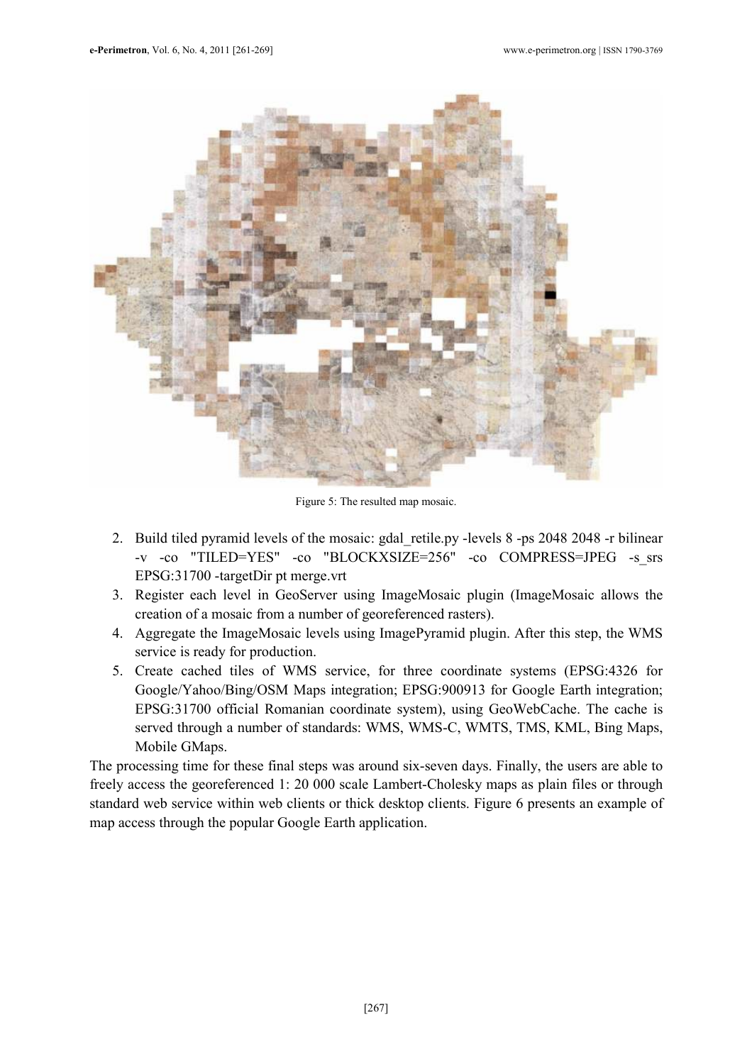Figure 5: The resulted map mosaic.

2. Build tiled pyramid levels of the mosaic: gdal_retile.py -levels 8 -ps 2048 2048 -r bilinear -v -co "TILED=YES" -co "BLOCKXSIZE=256" -co COMPRESS=JPEG -s_srs EPSG:31700 -targetDir pt merge.vrt
3. Register each level in GeoServer using ImageMosaic plugin (ImageMosaic allows the creation of a mosaic from a number of georeferenced rasters).
4. Aggregate the ImageMosaic levels using ImagePyramid plugin. After this step, the WMS service is ready for production.
5. Create cached tiles of WMS service, for three coordinate systems (EPSG:4326 for Google/Yahoo/Bing/OSM Maps integration; EPSG:900913 for Google Earth integration; EPSG:31700 official Romanian coordinate system), using GeoWebCache. The cache is served through a number of standards: WMS, WMS-C, WMTS, TMS, KML, Bing Maps, Mobile GMaps.

The processing time for these final steps was around six-seven days. Finally, the users are able to freely access the georeferenced 1: 20 000 scale Lambert-Cholesky maps as plain files or through standard web service within web clients or thick desktop clients. Figure 6 presents an example of map access through the popular Google Earth application.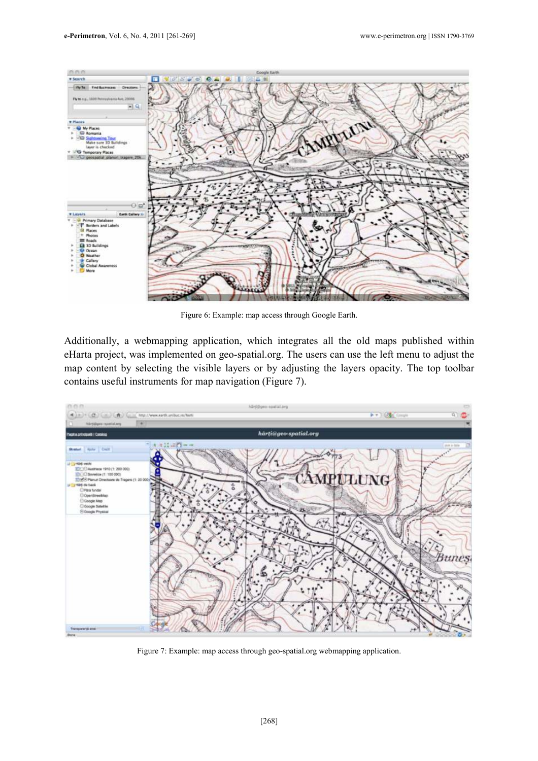Figure 6: Example: map access through Google Earth.

Additionally, a webmapping application, which integrates all the old maps published within eHarta project, was implemented on geo-spatial.org. The users can use the left menu to adjust the map content by selecting the visible layers or by adjusting the layers opacity. The top toolbar contains useful instruments for map navigation (Figure 7).

Figure 7: Example: map access through geo-spatial.org webmapping application.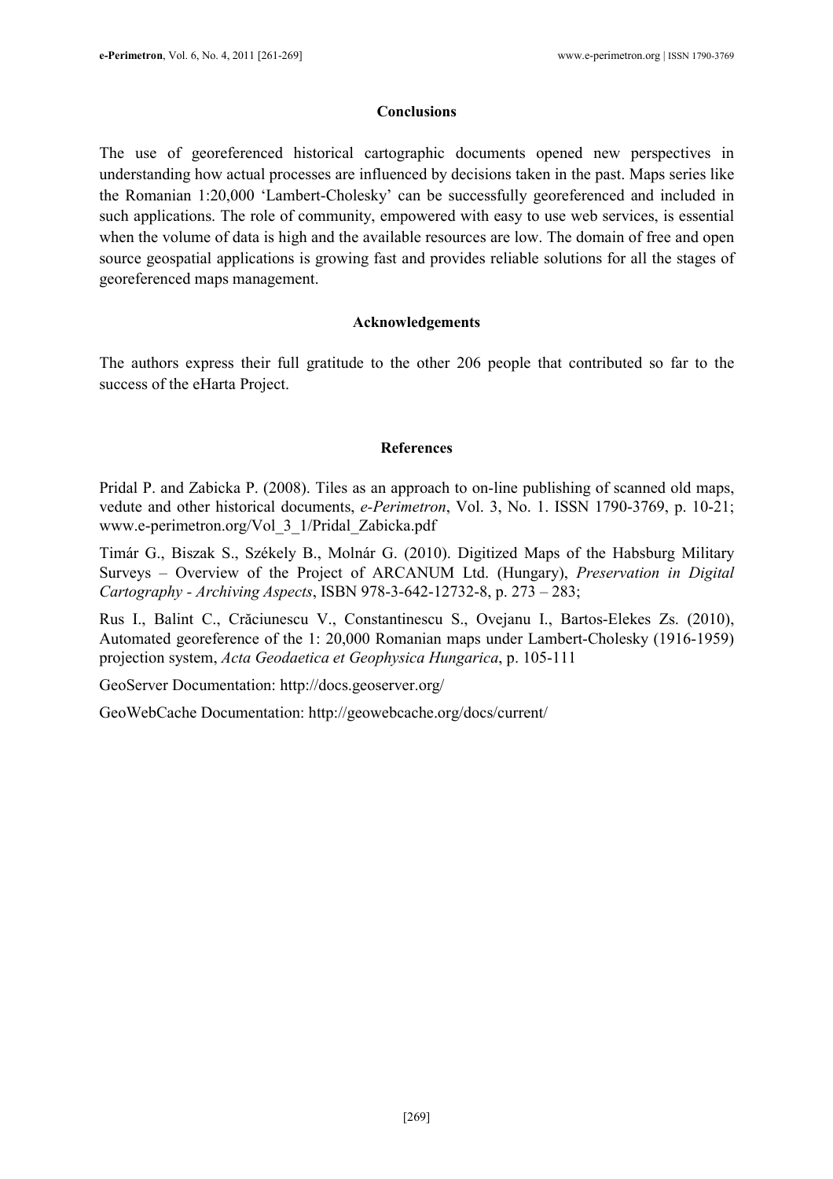## Conclusions

The use of georeferenced historical cartographic documents opened new perspectives in understanding how actual processes are influenced by decisions taken in the past. Maps series like the Romanian 1:20,000 'Lambert-Cholesky' can be successfully georeferenced and included in such applications. The role of community, empowered with easy to use web services, is essential when the volume of data is high and the available resources are low. The domain of free and open source geospatial applications is growing fast and provides reliable solutions for all the stages of georeferenced maps management.

## Acknowledgements

The authors express their full gratitude to the other 206 people that contributed so far to the success of the eHarta Project.

## References

Pridal P. and Zabicka P. (2008). Tiles as an approach to on-line publishing of scanned old maps, vedute and other historical documents, *e-Perimetron*, Vol. 3, No. 1. ISSN 1790-3769, p. 10-21; www.e-perimetron.org/Vol_3_1/Pridal_Zabicka.pdf

Timár G., Biszak S., Székely B., Molnár G. (2010). Digitized Maps of the Habsburg Military Surveys – Overview of the Project of ARCANUM Ltd. (Hungary), *Preservation in Digital Cartography - Archiving Aspects*, ISBN 978-3-642-12732-8, p. 273 – 283;

Rus I., Balint C., Crăciunescu V., Constantinescu S., Ovejanu I., Bartos-Elekes Zs. (2010), Automated georeference of the 1: 20,000 Romanian maps under Lambert-Cholesky (1916-1959) projection system, *Acta Geodaetica et Geophysica Hungarica*, p. 105-111

GeoServer Documentation: http://docs.geoserver.org/

GeoWebCache Documentation: http://geowebcache.org/docs/current/